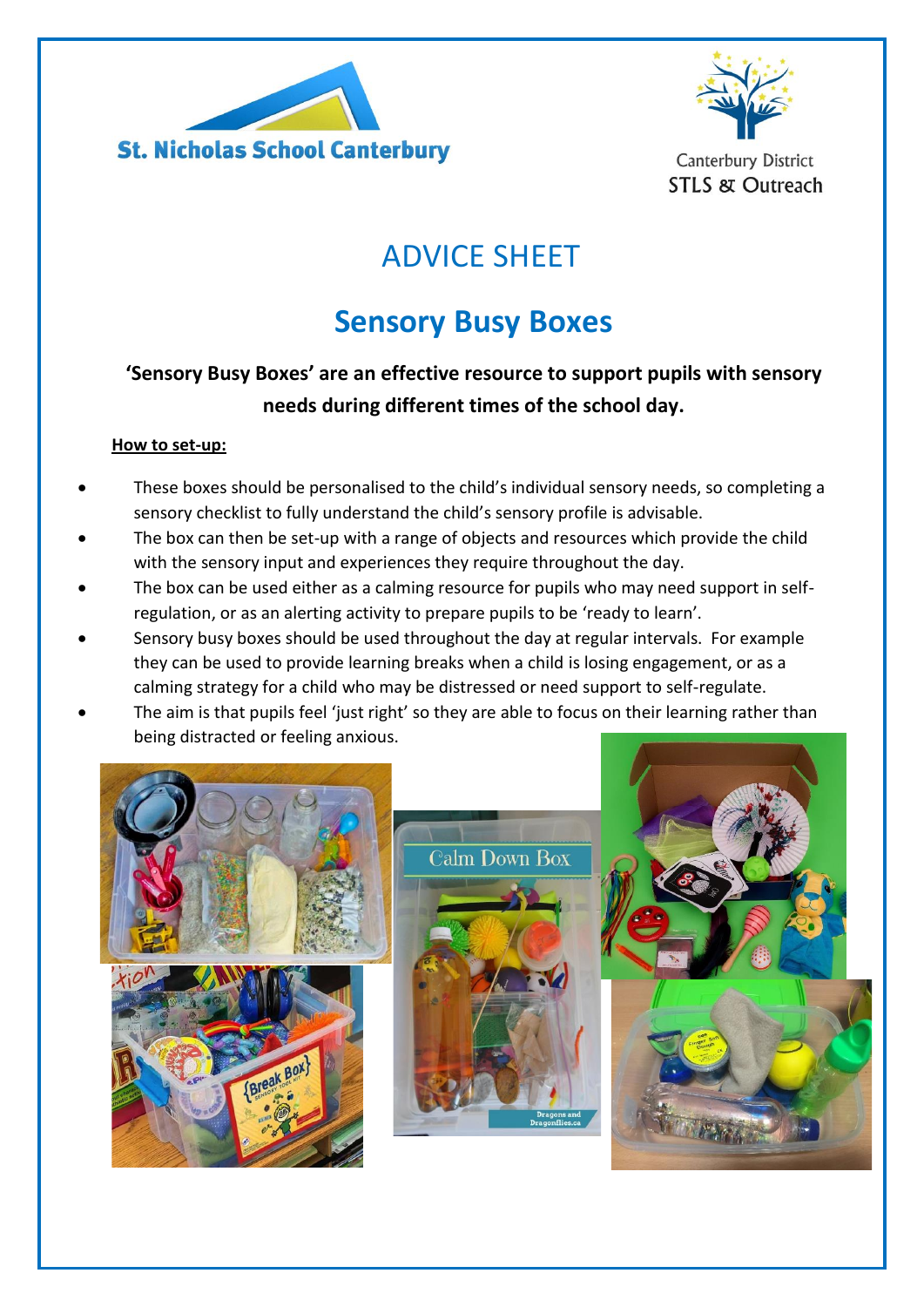St. Nicholas School Canterbury

Canterbury District STLS & Outreach

# ADVICE SHEET

# Sensory Busy Boxes

**'Sensory Busy Boxes' are an effective resource to support pupils with sensory needs during different times of the school day.**

**How to set-up:**

- These boxes should be personalised to the child's individual sensory needs, so completing a sensory checklist to fully understand the child's sensory profile is advisable.
- The box can then be set-up with a range of objects and resources which provide the child with the sensory input and experiences they require throughout the day.
- The box can be used either as a calming resource for pupils who may need support in self-regulation, or as an alerting activity to prepare pupils to be 'ready to learn'.
- Sensory busy boxes should be used throughout the day at regular intervals. For example they can be used to provide learning breaks when a child is losing engagement, or as a calming strategy for a child who may be distressed or need support to self-regulate.
- The aim is that pupils feel 'just right' so they are able to focus on their learning rather than being distracted or feeling anxious.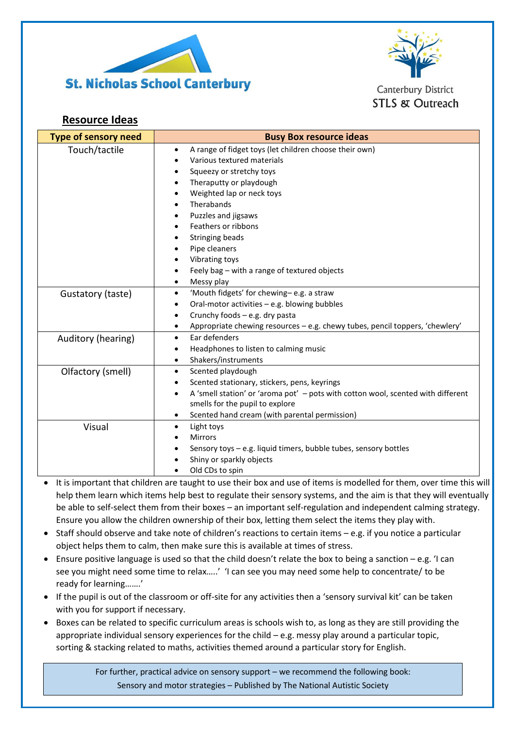St. Nicholas School Canterbury

Canterbury District
STLS & Outreach

## Resource Ideas

| Type of sensory need | Busy Box resource ideas |
|---|---|
| Touch/tactile | • A range of fidget toys (let children choose their own)<br>• Various textured materials<br>• Squeezy or stretchy toys<br>• Theraputty or playdough<br>• Weighted lap or neck toys<br>• Therabands<br>• Puzzles and jigsaws<br>• Feathers or ribbons<br>• Stringing beads<br>• Pipe cleaners<br>• Vibrating toys<br>• Feely bag – with a range of textured objects<br>• Messy play |
| Gustatory (taste) | • 'Mouth fidgets' for chewing– e.g. a straw<br>• Oral-motor activities – e.g. blowing bubbles<br>• Crunchy foods – e.g. dry pasta<br>• Appropriate chewing resources – e.g. chewy tubes, pencil toppers, 'chewlery' |
| Auditory (hearing) | • Ear defenders<br>• Headphones to listen to calming music<br>• Shakers/instruments |
| Olfactory (smell) | • Scented playdough<br>• Scented stationary, stickers, pens, keyrings<br>• A 'smell station' or 'aroma pot' – pots with cotton wool, scented with different smells for the pupil to explore<br>• Scented hand cream (with parental permission) |
| Visual | • Light toys<br>• Mirrors<br>• Sensory toys – e.g. liquid timers, bubble tubes, sensory bottles<br>• Shiny or sparkly objects<br>• Old CDs to spin |

- It is important that children are taught to use their box and use of items is modelled for them, over time this will help them learn which items help best to regulate their sensory systems, and the aim is that they will eventually be able to self-select them from their boxes – an important self-regulation and independent calming strategy. Ensure you allow the children ownership of their box, letting them select the items they play with.
- Staff should observe and take note of children's reactions to certain items – e.g. if you notice a particular object helps them to calm, then make sure this is available at times of stress.
- Ensure positive language is used so that the child doesn't relate the box to being a sanction – e.g. 'I can see you might need some time to relax…..' 'I can see you may need some help to concentrate/ to be ready for learning…….'
- If the pupil is out of the classroom or off-site for any activities then a 'sensory survival kit' can be taken with you for support if necessary.
- Boxes can be related to specific curriculum areas is schools wish to, as long as they are still providing the appropriate individual sensory experiences for the child – e.g. messy play around a particular topic, sorting & stacking related to maths, activities themed around a particular story for English.

For further, practical advice on sensory support – we recommend the following book:
Sensory and motor strategies – Published by The National Autistic Society